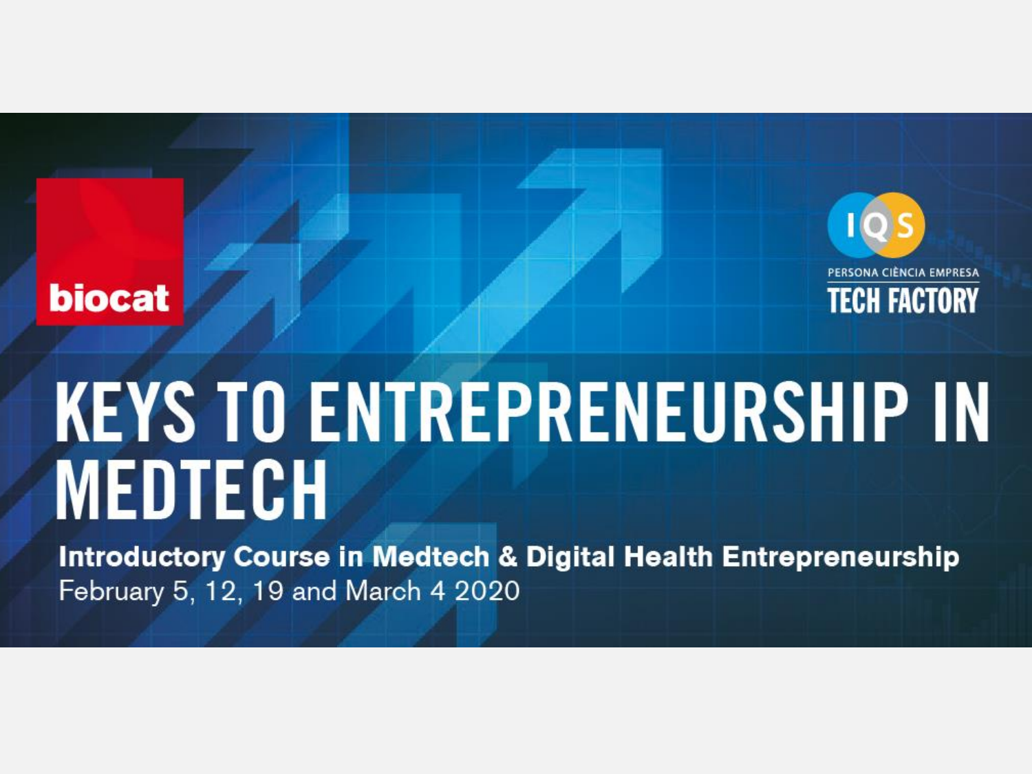biocat

PERSONA CIÈNCIA EMPRESA

TECH FACTORY

# KEYS TO ENTREPRENEURSHIP IN MEDTECH

**Introductory Course in Medtech & Digital Health Entrepreneurship**

February 5, 12, 19 and March 4 2020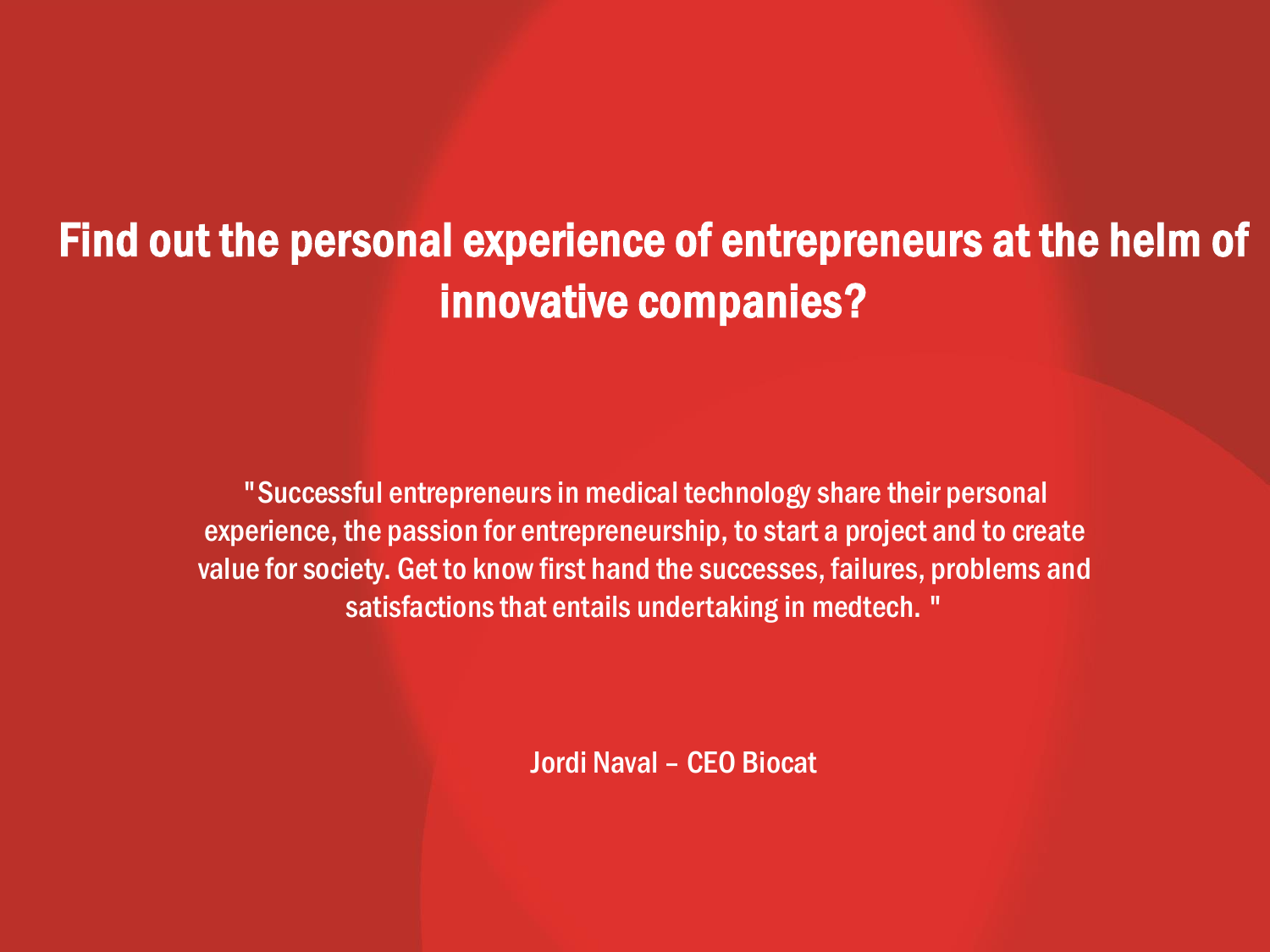# Find out the personal experience of entrepreneurs at the helm of innovative companies?

"Successful entrepreneurs in medical technology share their personal experience, the passion for entrepreneurship, to start a project and to create value for society. Get to know first hand the successes, failures, problems and satisfactions that entails undertaking in medtech. "

Jordi Naval – CEO Biocat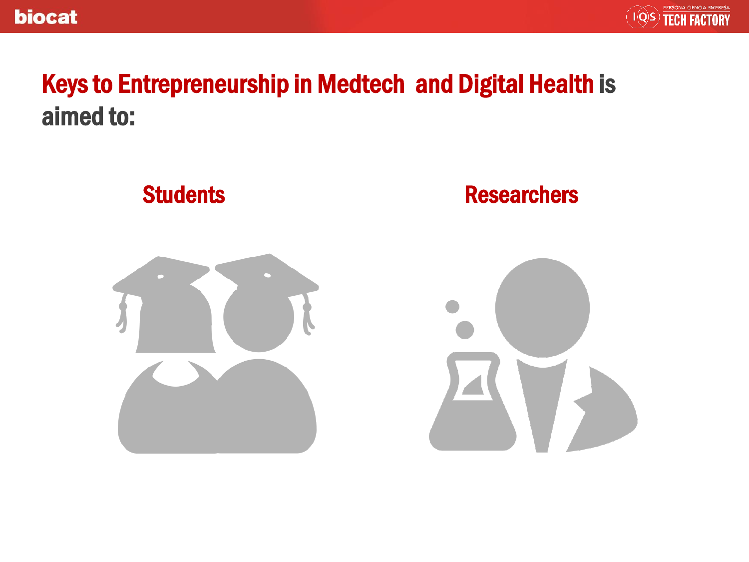# Keys to Entrepreneurship in Medtech  and Digital Health is aimed to:

## Students

## Researchers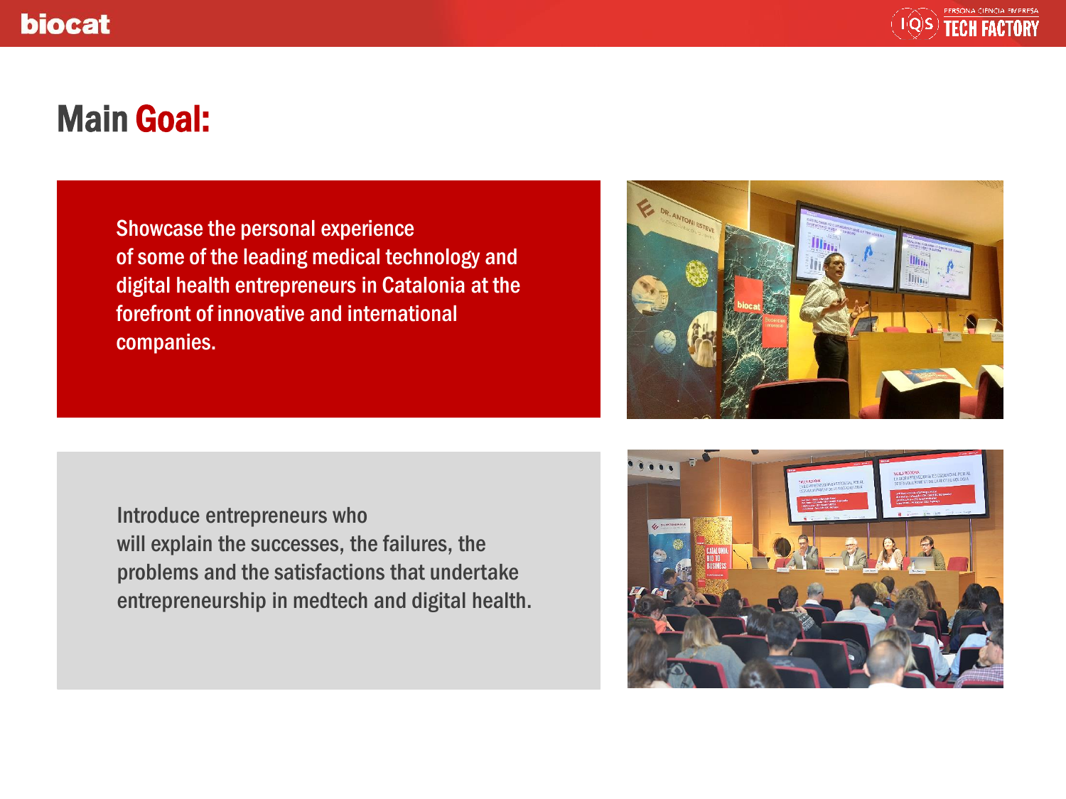# Main Goal:

Showcase the personal experience of some of the leading medical technology and digital health entrepreneurs in Catalonia at the forefront of innovative and international companies.

Introduce entrepreneurs who will explain the successes, the failures, the problems and the satisfactions that undertake entrepreneurship in medtech and digital health.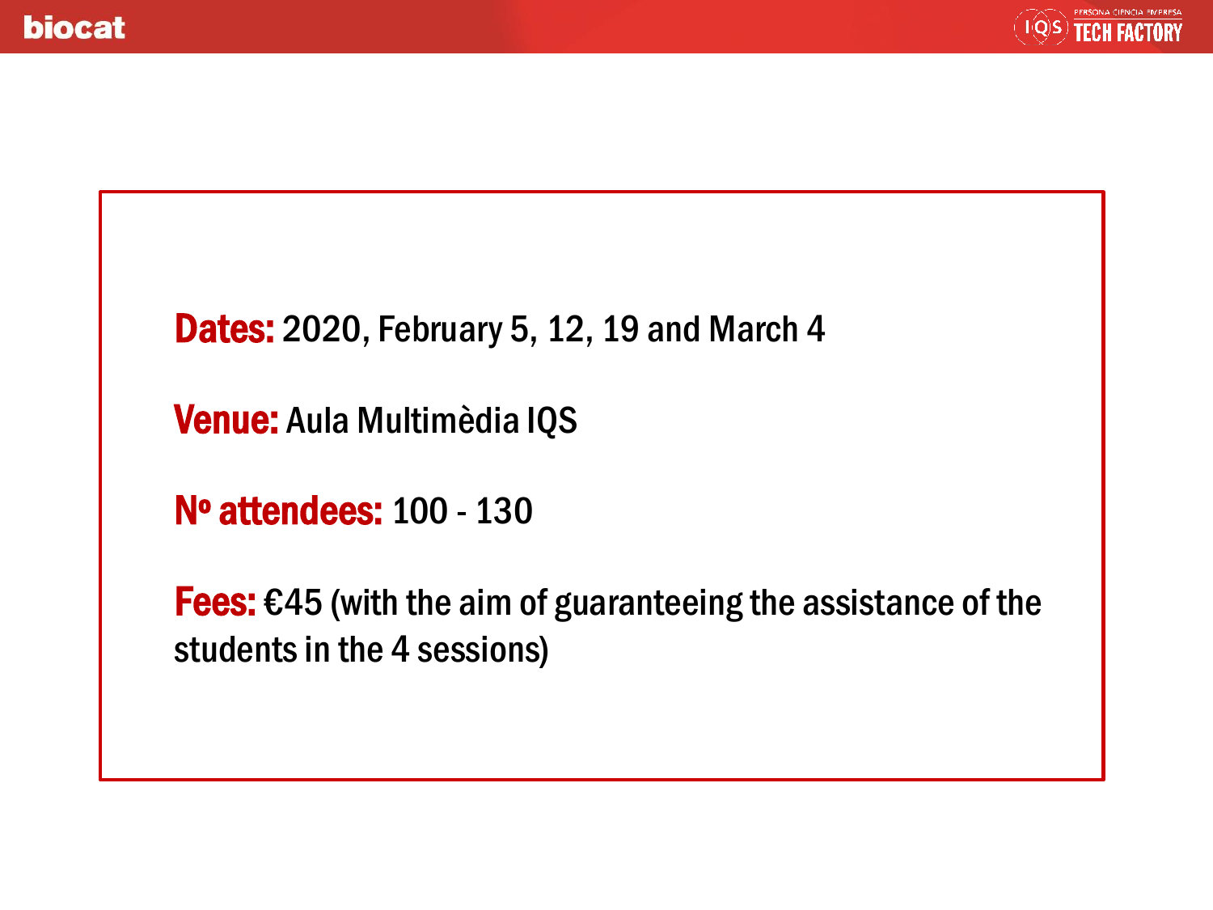**Dates:** 2020, February 5, 12, 19 and March 4

**Venue:** Aula Multimèdia IQS

**Nº attendees:** 100 - 130

**Fees:** €45 (with the aim of guaranteeing the assistance of the students in the 4 sessions)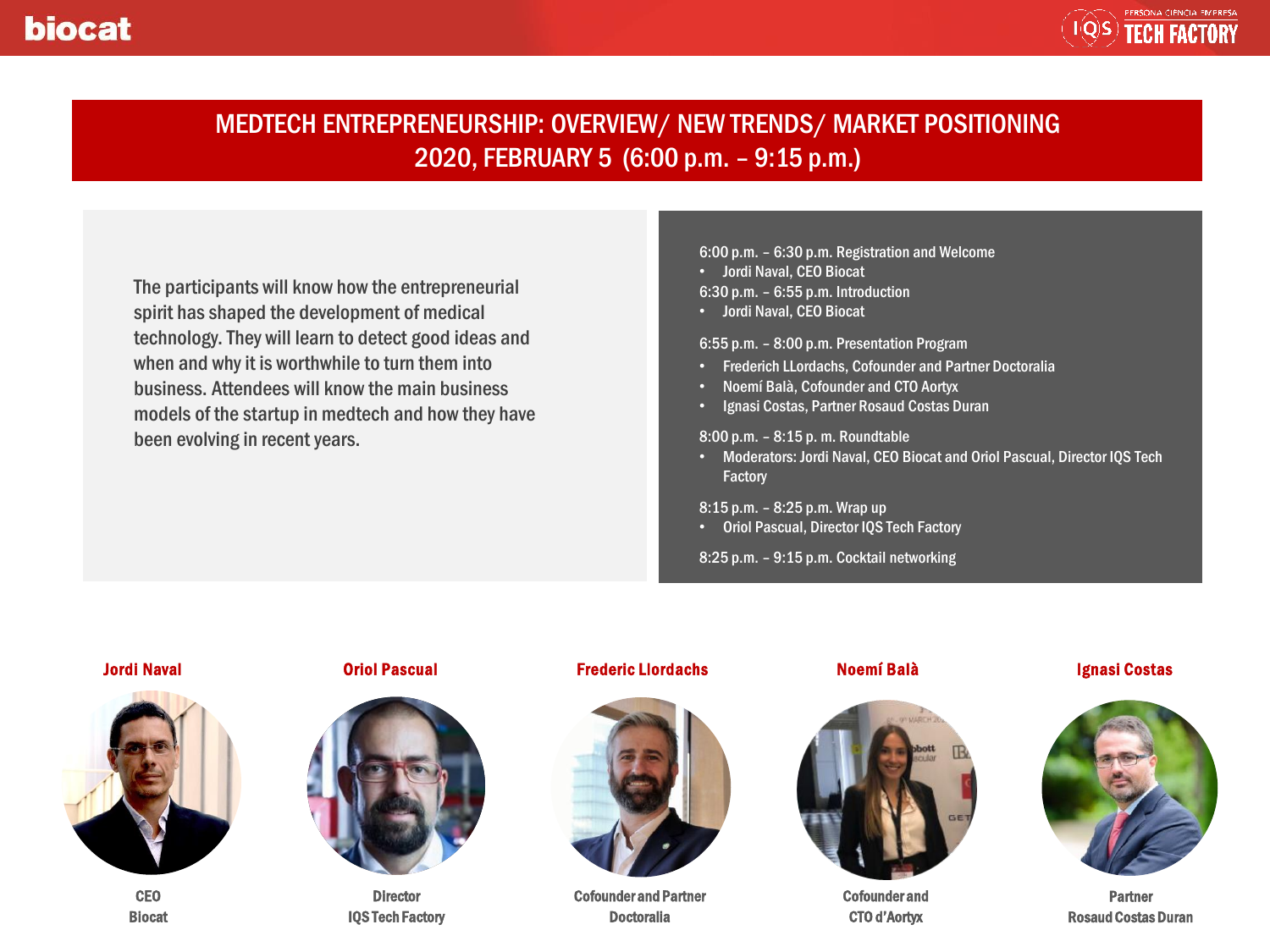# MEDTECH ENTREPRENEURSHIP: OVERVIEW/ NEW TRENDS/ MARKET POSITIONING

## 2020, FEBRUARY 5 (6:00 p.m. – 9:15 p.m.)

The participants will know how the entrepreneurial spirit has shaped the development of medical technology. They will learn to detect good ideas and when and why it is worthwhile to turn them into business. Attendees will know the main business models of the startup in medtech and how they have been evolving in recent years.

6:00 p.m. – 6:30 p.m. Registration and Welcome
- Jordi Naval, CEO Biocat

6:30 p.m. – 6:55 p.m. Introduction
- Jordi Naval, CEO Biocat

6:55 p.m. – 8:00 p.m. Presentation Program
- Frederich LLordachs, Cofounder and Partner Doctoralia
- Noemí Balà, Cofounder and CTO Aortyx
- Ignasi Costas, Partner Rosaud Costas Duran

8:00 p.m. – 8:15 p. m. Roundtable
- Moderators: Jordi Naval, CEO Biocat and Oriol Pascual, Director IQS Tech Factory

8:15 p.m. – 8:25 p.m. Wrap up
- Oriol Pascual, Director IQS Tech Factory

8:25 p.m. – 9:15 p.m. Cocktail networking

**Jordi Naval**
CEO
Biocat

**Oriol Pascual**
Director
IQS Tech Factory

**Frederic Llordachs**
Cofounder and Partner
Doctoralia

**Noemí Balà**
Cofounder and
CTO d'Aortyx

**Ignasi Costas**
Partner
Rosaud Costas Duran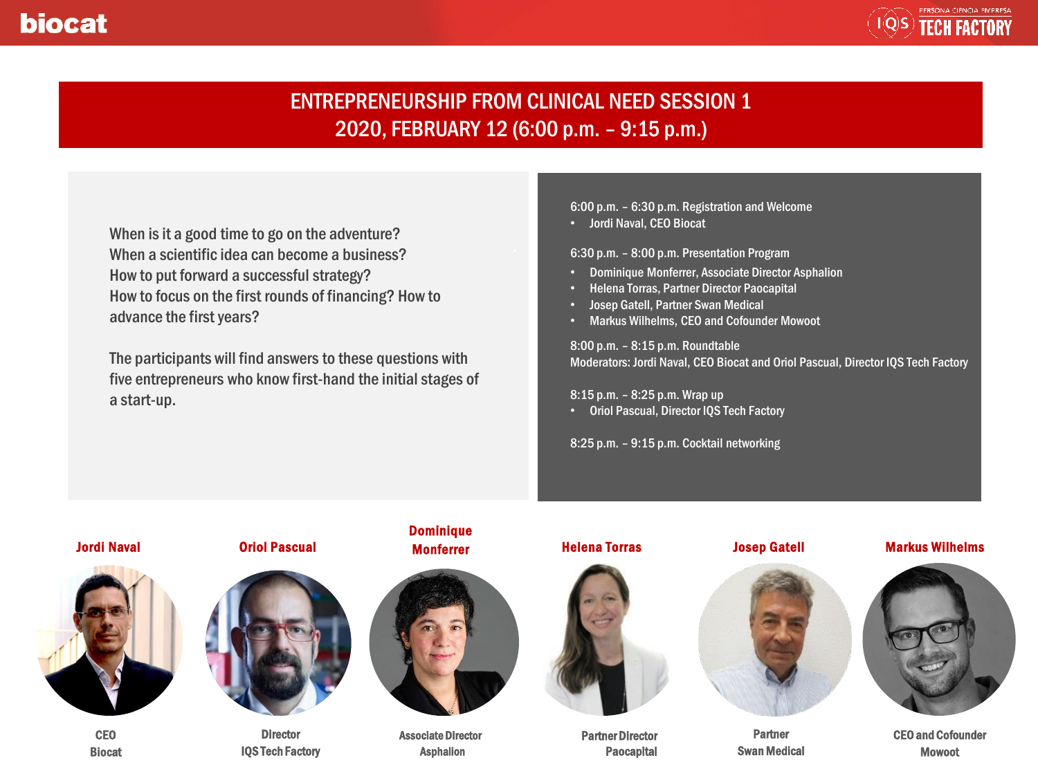# ENTREPRENEURSHIP FROM CLINICAL NEED SESSION 1
## 2020, FEBRUARY 12 (6:00 p.m. – 9:15 p.m.)

When is it a good time to go on the adventure?
When a scientific idea can become a business?
How to put forward a successful strategy?
How to focus on the first rounds of financing? How to advance the first years?

The participants will find answers to these questions with five entrepreneurs who know first-hand the initial stages of a start-up.

6:00 p.m. – 6:30 p.m. Registration and Welcome

- Jordi Naval, CEO Biocat

6:30 p.m. – 8:00 p.m. Presentation Program

- Dominique Monferrer, Associate Director Asphalion
- Helena Torras, Partner Director Paocapital
- Josep Gatell, Partner Swan Medical
- Markus Wilhelms, CEO and Cofounder Mowoot

8:00 p.m. – 8:15 p.m. Roundtable
Moderators: Jordi Naval, CEO Biocat and Oriol Pascual, Director IQS Tech Factory

8:15 p.m. – 8:25 p.m. Wrap up

- Oriol Pascual, Director IQS Tech Factory

8:25 p.m. – 9:15 p.m. Cocktail networking

**Jordi Naval**
CEO
Biocat

**Oriol Pascual**
Director
IQS Tech Factory

**Dominique Monferrer**
Associate Director
Asphalion

**Helena Torras**
Partner Director
Paocapital

**Josep Gatell**
Partner
Swan Medical

**Markus Wilhelms**
CEO and Cofounder
Mowoot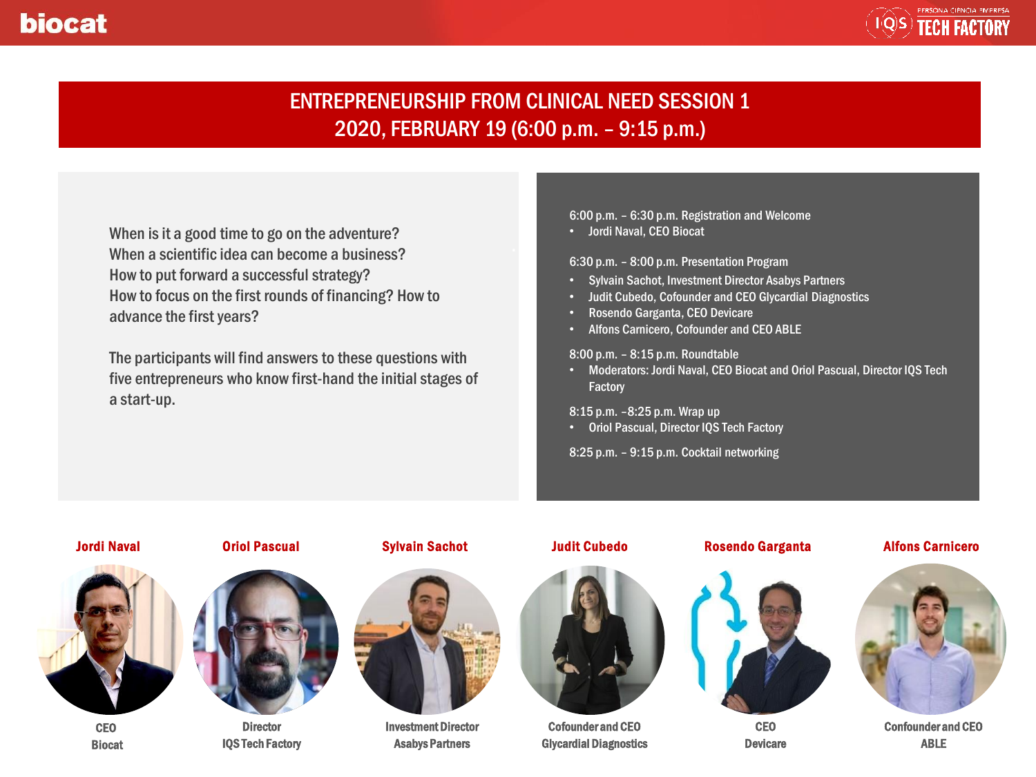# ENTREPRENEURSHIP FROM CLINICAL NEED SESSION 1
## 2020, FEBRUARY 19 (6:00 p.m. – 9:15 p.m.)

When is it a good time to go on the adventure?
When a scientific idea can become a business?
How to put forward a successful strategy?
How to focus on the first rounds of financing? How to advance the first years?

The participants will find answers to these questions with five entrepreneurs who know first-hand the initial stages of a start-up.

6:00 p.m. – 6:30 p.m. Registration and Welcome

- Jordi Naval, CEO Biocat

6:30 p.m. – 8:00 p.m. Presentation Program

- Sylvain Sachot, Investment Director Asabys Partners
- Judit Cubedo, Cofounder and CEO Glycardial Diagnostics
- Rosendo Garganta, CEO Devicare
- Alfons Carnicero, Cofounder and CEO ABLE

8:00 p.m. – 8:15 p.m. Roundtable

- Moderators: Jordi Naval, CEO Biocat and Oriol Pascual, Director IQS Tech Factory

8:15 p.m. –8:25 p.m. Wrap up

- Oriol Pascual, Director IQS Tech Factory

8:25 p.m. – 9:15 p.m. Cocktail networking

**Jordi Naval**
CEO
Biocat

**Oriol Pascual**
Director
IQS Tech Factory

**Sylvain Sachot**
Investment Director
Asabys Partners

**Judit Cubedo**
Cofounder and CEO
Glycardial Diagnostics

**Rosendo Garganta**
CEO
Devicare

**Alfons Carnicero**
Confounder and CEO
ABLE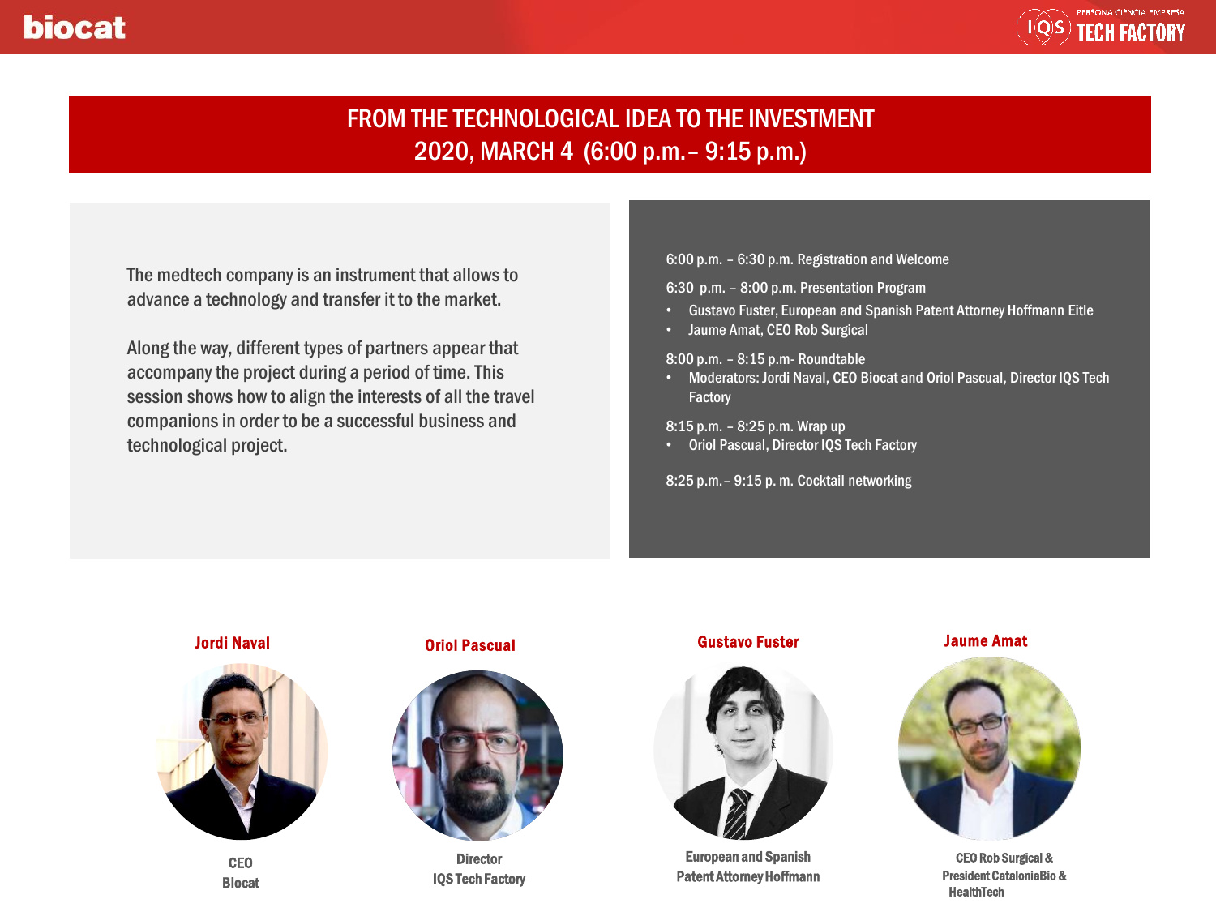# FROM THE TECHNOLOGICAL IDEA TO THE INVESTMENT
## 2020, MARCH 4 (6:00 p.m.– 9:15 p.m.)

The medtech company is an instrument that allows to advance a technology and transfer it to the market.

Along the way, different types of partners appear that accompany the project during a period of time. This session shows how to align the interests of all the travel companions in order to be a successful business and technological project.

6:00 p.m. – 6:30 p.m. Registration and Welcome

6:30 p.m. – 8:00 p.m. Presentation Program

- Gustavo Fuster, European and Spanish Patent Attorney Hoffmann Eitle
- Jaume Amat, CEO Rob Surgical

8:00 p.m. – 8:15 p.m- Roundtable

- Moderators: Jordi Naval, CEO Biocat and Oriol Pascual, Director IQS Tech Factory

8:15 p.m. – 8:25 p.m. Wrap up

- Oriol Pascual, Director IQS Tech Factory

8:25 p.m.– 9:15 p. m. Cocktail networking

**Jordi Naval**
CEO
Biocat

**Oriol Pascual**
Director
IQS Tech Factory

**Gustavo Fuster**
European and Spanish
Patent Attorney Hoffmann

**Jaume Amat**
CEO Rob Surgical &
President CataloniaBio &
HealthTech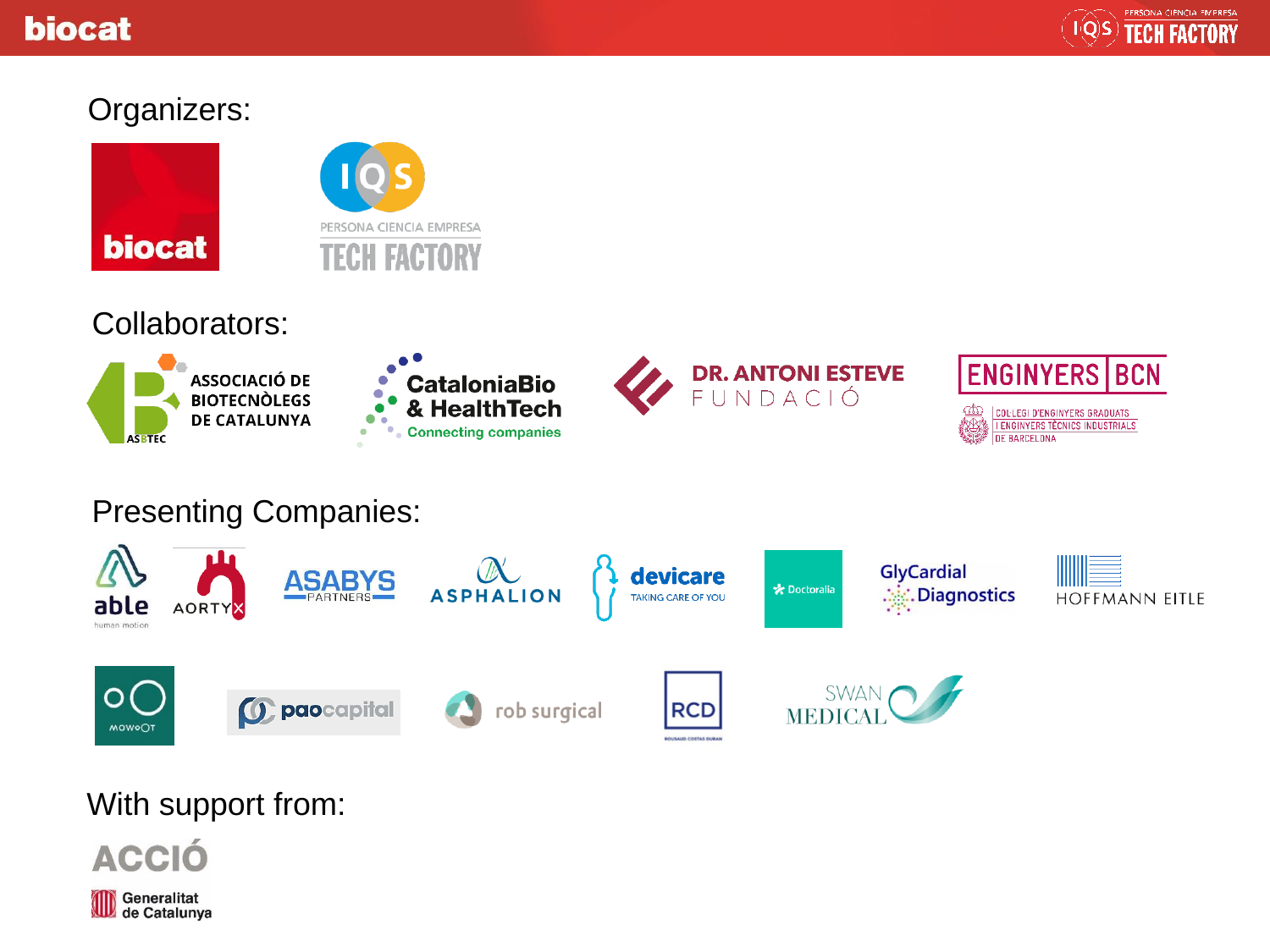## Organizers:

biocat

IQS PERSONA CIENCIA EMPRESA TECH FACTORY

## Collaborators:

ASSOCIACIÓ DE BIOTECNÒLEGS DE CATALUNYA (ASBTEC)

CataloniaBio & HealthTech – Connecting companies

DR. ANTONI ESTEVE FUNDACIÓ

ENGINYERS BCN – COL·LEGI D'ENGINYERS GRADUATS I ENGINYERS TÈCNICS INDUSTRIALS DE BARCELONA

## Presenting Companies:

able human motion

AORTYX

ASABYS PARTNERS

ASPHALION

devicare TAKING CARE OF YOU

Doctoralia

GlyCardial Diagnostics

HOFFMANN EITLE

MOWOOT

paocapital

rob surgical

RCD ROUSAUD COSTAS DURAN

SWAN MEDICAL

## With support from:

ACCIÓ

Generalitat de Catalunya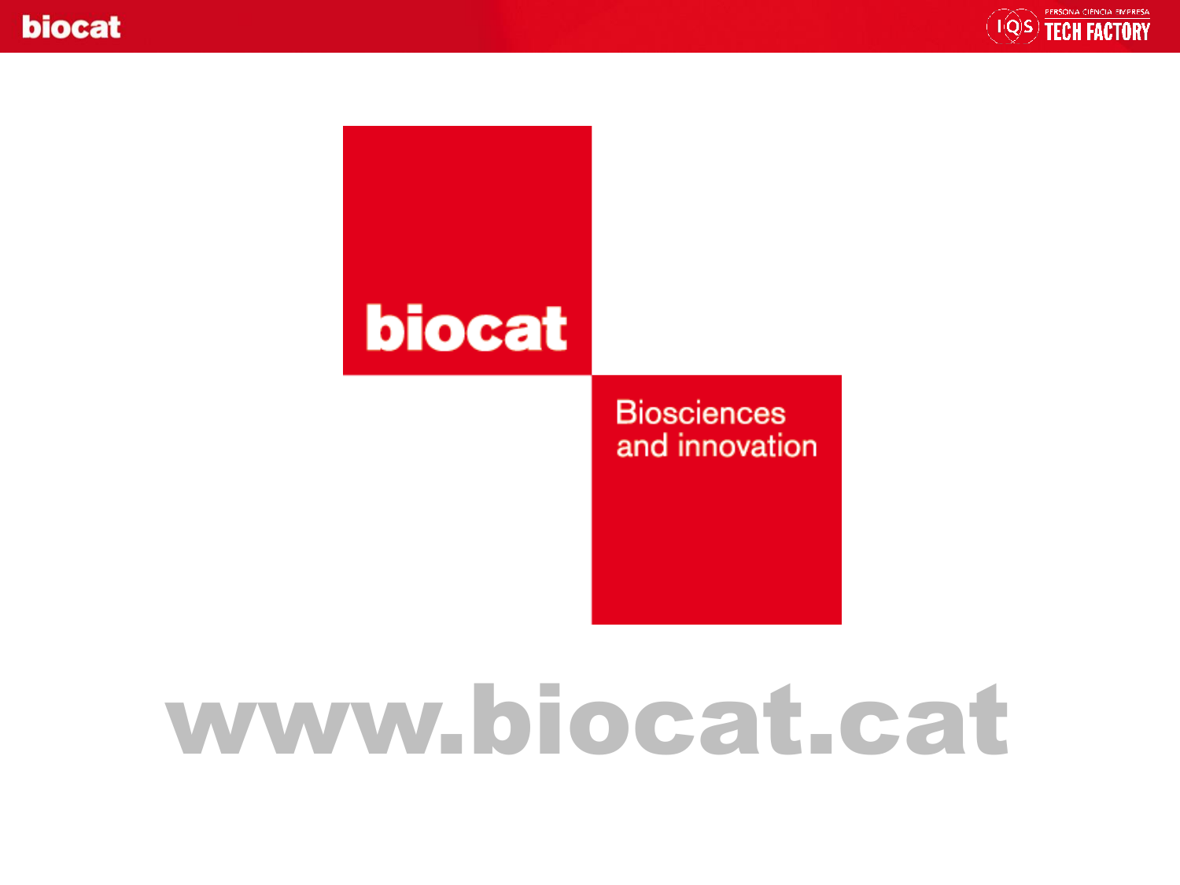biocat

Biosciences and innovation

www.biocat.cat